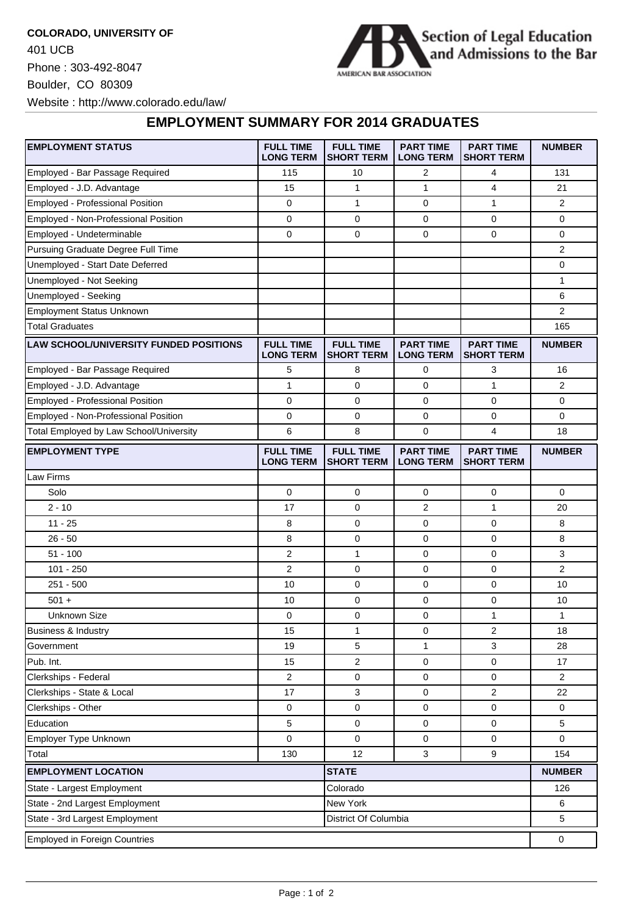**COLORADO, UNIVERSITY OF**
401 UCB
Phone : 303-492-8047
Boulder, CO 80309
Website : http://www.colorado.edu/law/

Section of Legal Education and Admissions to the Bar
AMERICAN BAR ASSOCIATION

## EMPLOYMENT SUMMARY FOR 2014 GRADUATES

| EMPLOYMENT STATUS | FULL TIME LONG TERM | FULL TIME SHORT TERM | PART TIME LONG TERM | PART TIME SHORT TERM | NUMBER |
|---|---|---|---|---|---|
| Employed - Bar Passage Required | 115 | 10 | 2 | 4 | 131 |
| Employed - J.D. Advantage | 15 | 1 | 1 | 4 | 21 |
| Employed - Professional Position | 0 | 1 | 0 | 1 | 2 |
| Employed - Non-Professional Position | 0 | 0 | 0 | 0 | 0 |
| Employed - Undeterminable | 0 | 0 | 0 | 0 | 0 |
| Pursuing Graduate Degree Full Time | | | | | 2 |
| Unemployed - Start Date Deferred | | | | | 0 |
| Unemployed - Not Seeking | | | | | 1 |
| Unemployed - Seeking | | | | | 6 |
| Employment Status Unknown | | | | | 2 |
| Total Graduates | | | | | 165 |

| LAW SCHOOL/UNIVERSITY FUNDED POSITIONS | FULL TIME LONG TERM | FULL TIME SHORT TERM | PART TIME LONG TERM | PART TIME SHORT TERM | NUMBER |
|---|---|---|---|---|---|
| Employed - Bar Passage Required | 5 | 8 | 0 | 3 | 16 |
| Employed - J.D. Advantage | 1 | 0 | 0 | 1 | 2 |
| Employed - Professional Position | 0 | 0 | 0 | 0 | 0 |
| Employed - Non-Professional Position | 0 | 0 | 0 | 0 | 0 |
| Total Employed by Law School/University | 6 | 8 | 0 | 4 | 18 |

| EMPLOYMENT TYPE | FULL TIME LONG TERM | FULL TIME SHORT TERM | PART TIME LONG TERM | PART TIME SHORT TERM | NUMBER |
|---|---|---|---|---|---|
| Law Firms | | | | | |
| Solo | 0 | 0 | 0 | 0 | 0 |
| 2 - 10 | 17 | 0 | 2 | 1 | 20 |
| 11 - 25 | 8 | 0 | 0 | 0 | 8 |
| 26 - 50 | 8 | 0 | 0 | 0 | 8 |
| 51 - 100 | 2 | 1 | 0 | 0 | 3 |
| 101 - 250 | 2 | 0 | 0 | 0 | 2 |
| 251 - 500 | 10 | 0 | 0 | 0 | 10 |
| 501 + | 10 | 0 | 0 | 0 | 10 |
| Unknown Size | 0 | 0 | 0 | 1 | 1 |
| Business & Industry | 15 | 1 | 0 | 2 | 18 |
| Government | 19 | 5 | 1 | 3 | 28 |
| Pub. Int. | 15 | 2 | 0 | 0 | 17 |
| Clerkships - Federal | 2 | 0 | 0 | 0 | 2 |
| Clerkships - State & Local | 17 | 3 | 0 | 2 | 22 |
| Clerkships - Other | 0 | 0 | 0 | 0 | 0 |
| Education | 5 | 0 | 0 | 0 | 5 |
| Employer Type Unknown | 0 | 0 | 0 | 0 | 0 |
| Total | 130 | 12 | 3 | 9 | 154 |

| EMPLOYMENT LOCATION | STATE | NUMBER |
|---|---|---|
| State - Largest Employment | Colorado | 126 |
| State - 2nd Largest Employment | New York | 6 |
| State - 3rd Largest Employment | District Of Columbia | 5 |
| Employed in Foreign Countries | | 0 |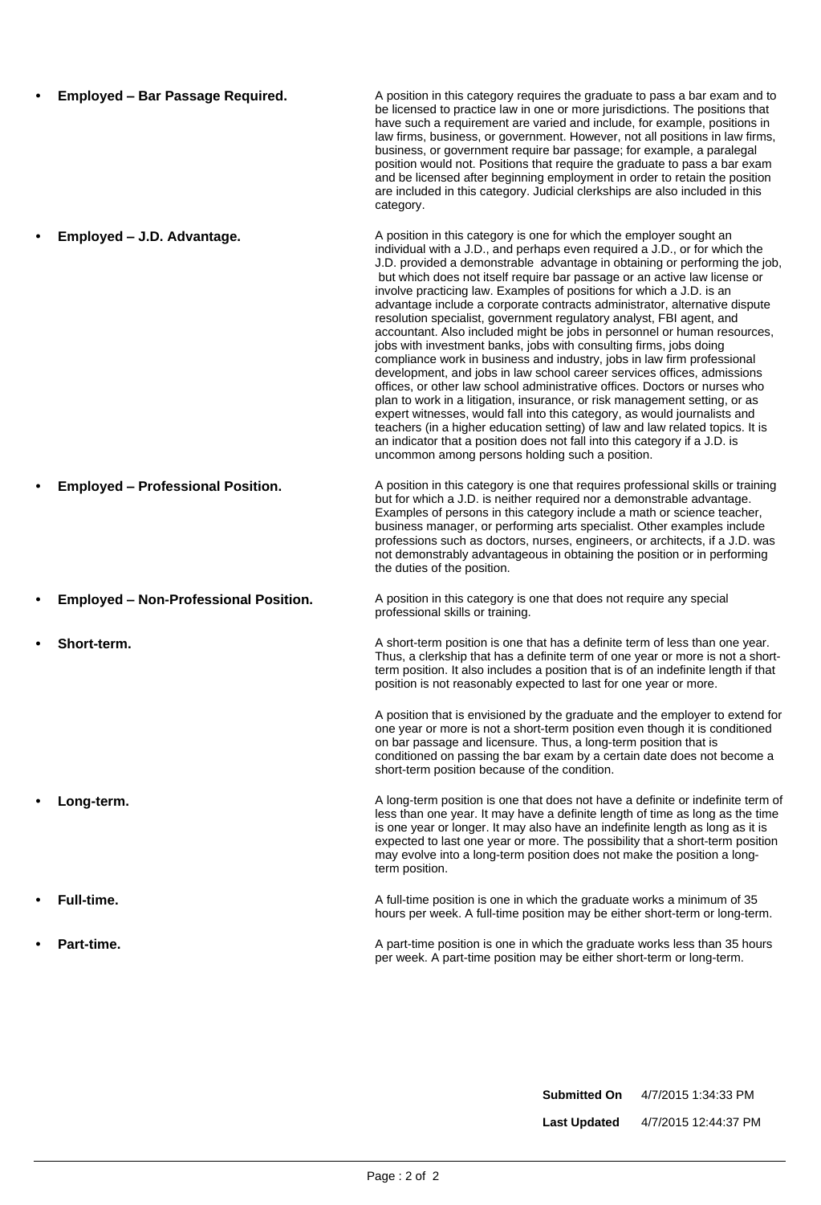- **Employed – Bar Passage Required.** A position in this category requires the graduate to pass a bar exam and to be licensed to practice law in one or more jurisdictions. The positions that have such a requirement are varied and include, for example, positions in law firms, business, or government. However, not all positions in law firms, business, or government require bar passage; for example, a paralegal position would not. Positions that require the graduate to pass a bar exam and be licensed after beginning employment in order to retain the position are included in this category. Judicial clerkships are also included in this category.

- **Employed – J.D. Advantage.** A position in this category is one for which the employer sought an individual with a J.D., and perhaps even required a J.D., or for which the J.D. provided a demonstrable advantage in obtaining or performing the job, but which does not itself require bar passage or an active law license or involve practicing law. Examples of positions for which a J.D. is an advantage include a corporate contracts administrator, alternative dispute resolution specialist, government regulatory analyst, FBI agent, and accountant. Also included might be jobs in personnel or human resources, jobs with investment banks, jobs with consulting firms, jobs doing compliance work in business and industry, jobs in law firm professional development, and jobs in law school career services offices, admissions offices, or other law school administrative offices. Doctors or nurses who plan to work in a litigation, insurance, or risk management setting, or as expert witnesses, would fall into this category, as would journalists and teachers (in a higher education setting) of law and law related topics. It is an indicator that a position does not fall into this category if a J.D. is uncommon among persons holding such a position.

- **Employed – Professional Position.** A position in this category is one that requires professional skills or training but for which a J.D. is neither required nor a demonstrable advantage. Examples of persons in this category include a math or science teacher, business manager, or performing arts specialist. Other examples include professions such as doctors, nurses, engineers, or architects, if a J.D. was not demonstrably advantageous in obtaining the position or in performing the duties of the position.

- **Employed – Non-Professional Position.** A position in this category is one that does not require any special professional skills or training.

- **Short-term.** A short-term position is one that has a definite term of less than one year. Thus, a clerkship that has a definite term of one year or more is not a short-term position. It also includes a position that is of an indefinite length if that position is not reasonably expected to last for one year or more.

  A position that is envisioned by the graduate and the employer to extend for one year or more is not a short-term position even though it is conditioned on bar passage and licensure. Thus, a long-term position that is conditioned on passing the bar exam by a certain date does not become a short-term position because of the condition.

- **Long-term.** A long-term position is one that does not have a definite or indefinite term of less than one year. It may have a definite length of time as long as the time is one year or longer. It may also have an indefinite length as long as it is expected to last one year or more. The possibility that a short-term position may evolve into a long-term position does not make the position a long-term position.

- **Full-time.** A full-time position is one in which the graduate works a minimum of 35 hours per week. A full-time position may be either short-term or long-term.

- **Part-time.** A part-time position is one in which the graduate works less than 35 hours per week. A part-time position may be either short-term or long-term.

**Submitted On** 4/7/2015 1:34:33 PM

**Last Updated** 4/7/2015 12:44:37 PM